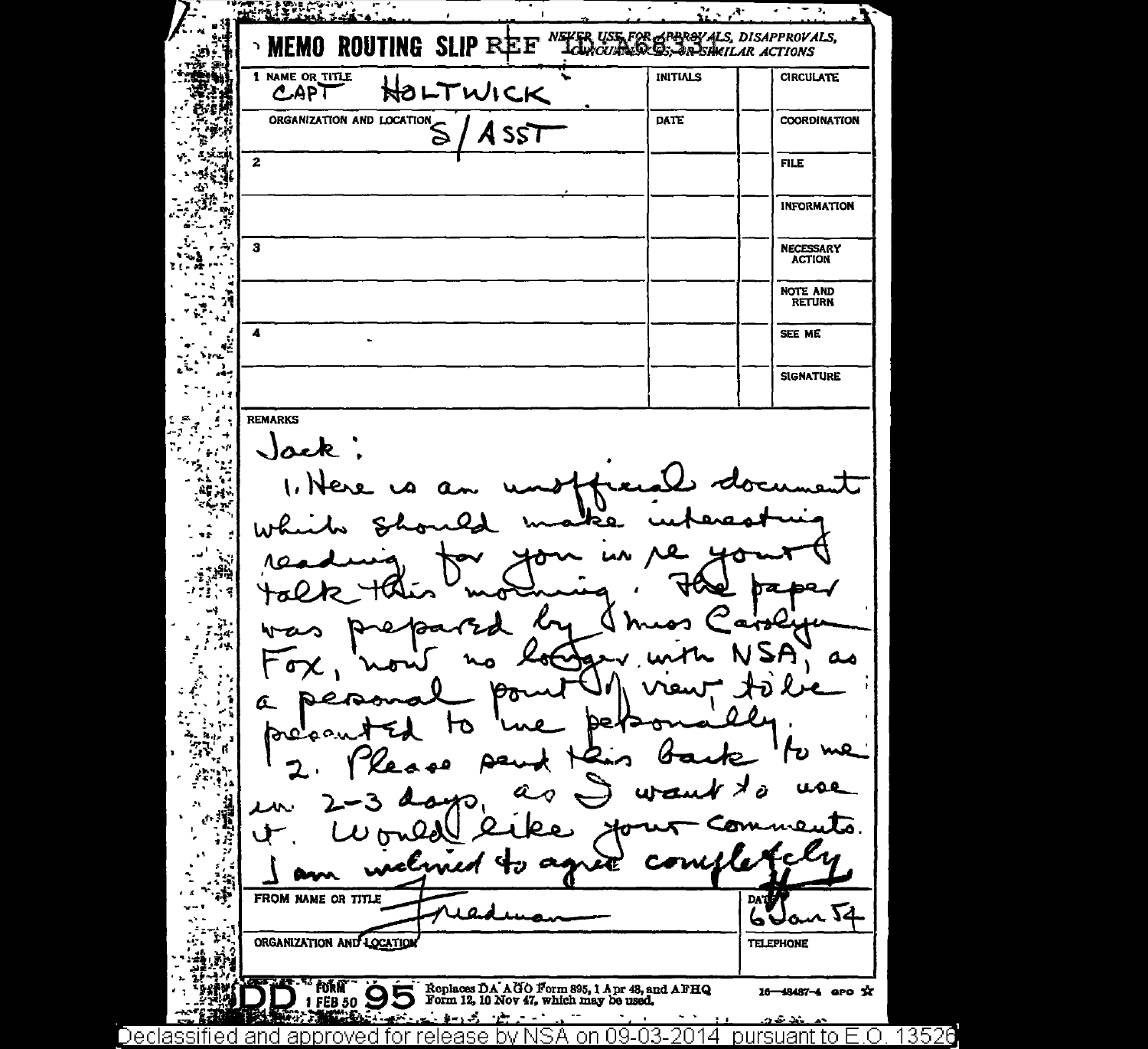**MEMO ROUTING SLIP** REF ID:A68331 *NEVER USE FOR APPROVALS, DISAPPROVALS, CONCURRENCES, OR SIMILAR ACTIONS*

| NAME OR TITLE | INITIALS | | |
|---|---|---|---|
| 1 CAPT HOLTWICK | | | CIRCULATE |
| ORGANIZATION AND LOCATION S/ASST | DATE | | COORDINATION |
| 2 | | | FILE |
| | | | INFORMATION |
| 3 | | | NECESSARY ACTION |
| | | | NOTE AND RETURN |
| 4 | | | SEE ME |
| | | | SIGNATURE |

REMARKS

Jack:

1. Here is an unofficial document which should make interesting reading for you in re your talk this morning. The paper was prepared by Miss Carolyn Fox, now no longer with NSA, as a personal point of view, to be presented to me personally.

2. Please send this back to me in 2-3 days, as I want to use it. Would like your comments. I am inclined to agree completely

FROM NAME OR TITLE: Friedman

DATE: 6 Jan 54

ORGANIZATION AND LOCATION

TELEPHONE

DD FORM 1 FEB 50 95 Replaces DA AGO Form 895, 1 Apr 48, and AFHQ Form 12, 10 Nov 47, which may be used. 16—48487-4 GPO

Declassified and approved for release by NSA on 09-03-2014 pursuant to E.O. 13526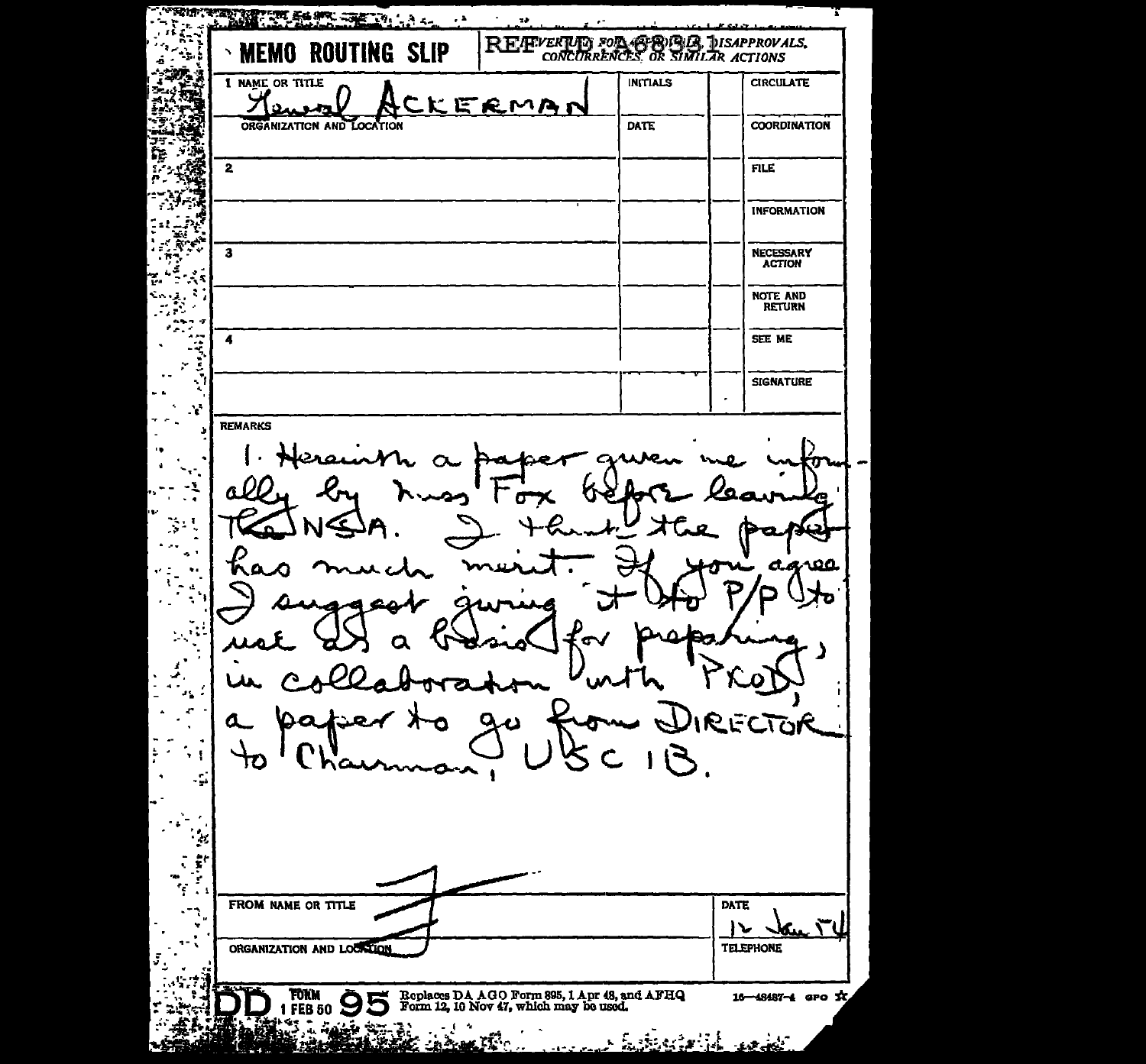# MEMO ROUTING SLIP

REF ID:A68331

NEVER USED FOR APPROVALS, DISAPPROVALS, CONCURRENCES, OR SIMILAR ACTIONS

| NAME OR TITLE | INITIALS | | CIRCULATE |
|---|---|---|---|
| 1 General ACKERMAN | | | |
| ORGANIZATION AND LOCATION | DATE | | COORDINATION |
| 2 | | | FILE |
| | | | INFORMATION |
| 3 | | | NECESSARY ACTION |
| | | | NOTE AND RETURN |
| 4 | | | SEE ME |
| | | | SIGNATURE |

REMARKS

1. Herewith a paper given me informally by Miss Fox before leaving the NSA. I think the paper has much merit. If you agree I suggest giving it to P/P to use as a basis for preparing, in collaboration with PROD, a paper to go from DIRECTOR to Chairman, USCIB.

| FROM NAME OR TITLE | DATE |
|---|---|
| F | 12 Jan 54 |
| ORGANIZATION AND LOCATION | TELEPHONE |

DD FORM 1 FEB 50 95 Replaces DA AGO Form 895, 1 Apr 48, and AFHQ Form 12, 10 Nov 47, which may be used.

16—48487-4 GPO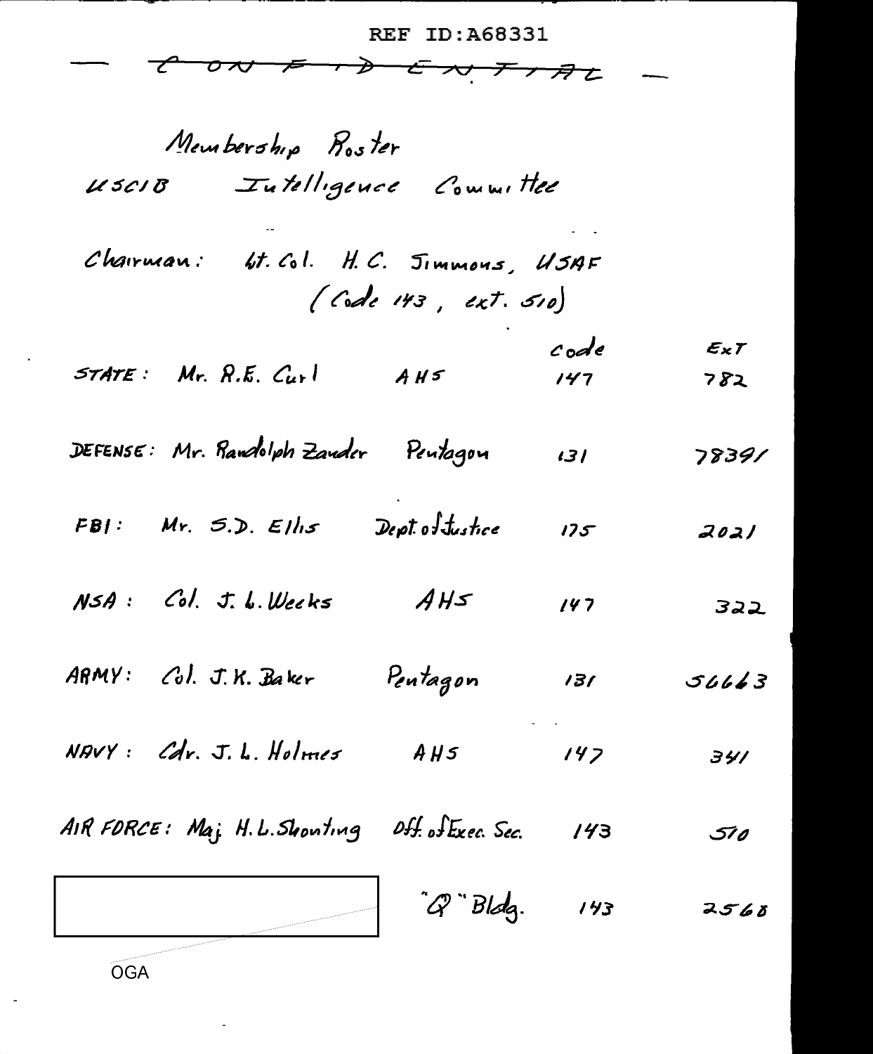REF ID:A68331

— ~~CONFIDENTIAL~~ —

# Membership Roster
## USCIB Intelligence Committee

Chairman: Lt. Col. H. C. Simmons, USAF
(Code 143, ext. 510)

| | | | Code | ExT |
|---|---|---|---|---|
| STATE: | Mr. R.E. Curl | AHS | 147 | 782 |
| DEFENSE: | Mr. Randolph Zander | Pentagon | 131 | 78391 |
| FBI: | Mr. S.D. Ellis | Dept. of Justice | 175 | 2021 |
| NSA: | Col. J. L. Weeks | AHS | 147 | 322 |
| ARMY: | Col. J. K. Baker | Pentagon | 131 | 56663 |
| NAVY: | Cdr. J. L. Holmes | AHS | 147 | 341 |
| AIR FORCE: | Maj. H. L. Shouting | Off. of Exec. Sec. | 143 | 510 |
| [redacted] | | "Q" Bldg. | 143 | 2568 |

OGA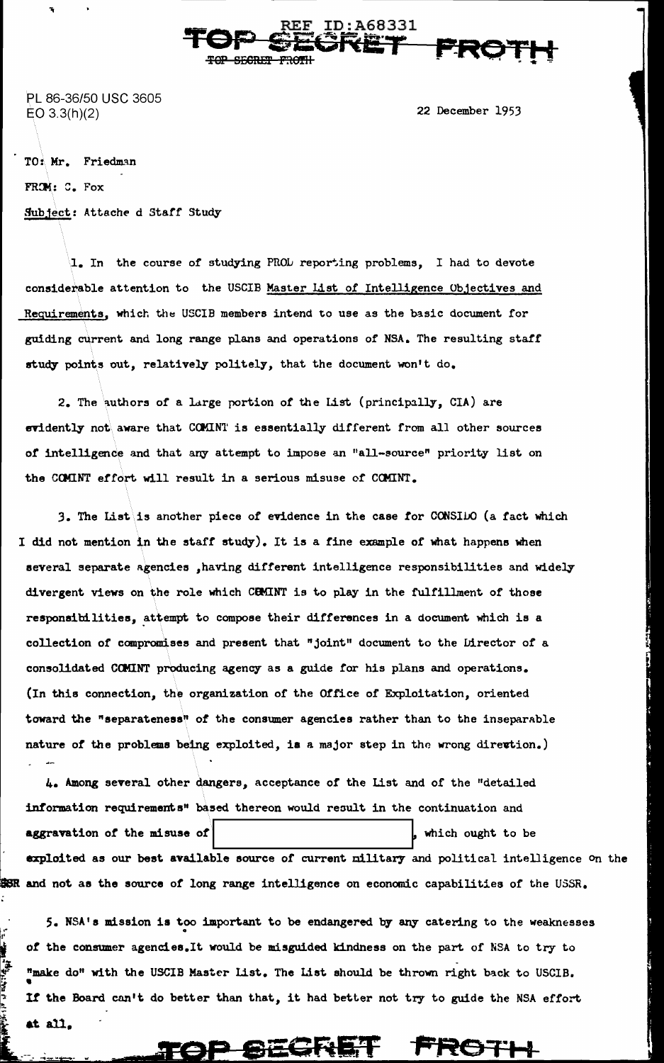PL 86-36/50 USC 3605
EO 3.3(h)(2)

22 December 1953

TO: Mr. Friedman

FROM: C. Fox

Subject: Attache d Staff Study

1. In the course of studying PROD reporting problems, I had to devote considerable attention to the USCIB Master List of Intelligence Objectives and Requirements, which the USCIB members intend to use as the basic document for guiding current and long range plans and operations of NSA. The resulting staff study points out, relatively politely, that the document won't do.

2. The authors of a large portion of the List (principally, CIA) are evidently not aware that COMINT is essentially different from all other sources of intelligence and that any attempt to impose an "all-source" priority list on the COMINT effort will result in a serious misuse of COMINT.

3. The List is another piece of evidence in the case for CONSIDO (a fact which I did not mention in the staff study). It is a fine example of what happens when several separate agencies ,having different intelligence responsibilities and widely divergent views on the role which COMINT is to play in the fulfillment of those responsibilities, attempt to compose their differences in a document which is a collection of compromises and present that "joint" document to the Director of a consolidated COMINT producing agency as a guide for his plans and operations. (In this connection, the organization of the Office of Exploitation, oriented toward the "separateness" of the consumer agencies rather than to the inseparable nature of the problems being exploited, is a major step in the wrong direction.)

4. Among several other dangers, acceptance of the List and of the "detailed information requirements" based thereon would result in the continuation and aggravation of the misuse of [redacted], which ought to be exploited as our best available source of current military and political intelligence on the USSR and not as the source of long range intelligence on economic capabilities of the USSR.

5. NSA's mission is too important to be endangered by any catering to the weaknesses of the consumer agencies.It would be misguided kindness on the part of NSA to try to "make do" with the USCIB Master List. The List should be thrown right back to USCIB. If the Board can't do better than that, it had better not try to guide the NSA effort at all.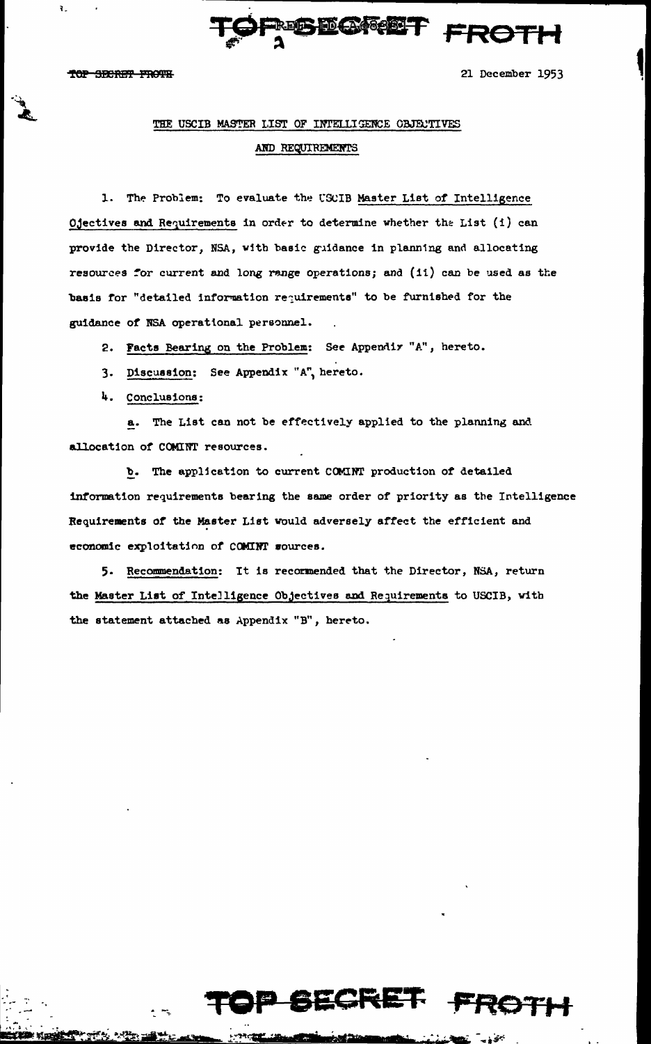TOP SECRET FROTH

21 December 1953

## THE USCIB MASTER LIST OF INTELLIGENCE OBJECTIVES AND REQUIREMENTS

1. The Problem: To evaluate the USCIB Master List of Intelligence Ojectives and Requirements in order to determine whether the List (i) can provide the Director, NSA, with basic guidance in planning and allocating resources for current and long range operations; and (ii) can be used as the basis for "detailed information requirements" to be furnished for the guidance of NSA operational personnel.

2. Facts Bearing on the Problem: See Appendix "A", hereto.

3. Discussion: See Appendix "A", hereto.

4. Conclusions:

   a. The List can not be effectively applied to the planning and allocation of COMINT resources.

   b. The application to current COMINT production of detailed information requirements bearing the same order of priority as the Intelligence Requirements of the Master List would adversely affect the efficient and economic exploitation of COMINT sources.

5. Recommendation: It is recommended that the Director, NSA, return the Master List of Intelligence Objectives and Requirements to USCIB, with the statement attached as Appendix "B", hereto.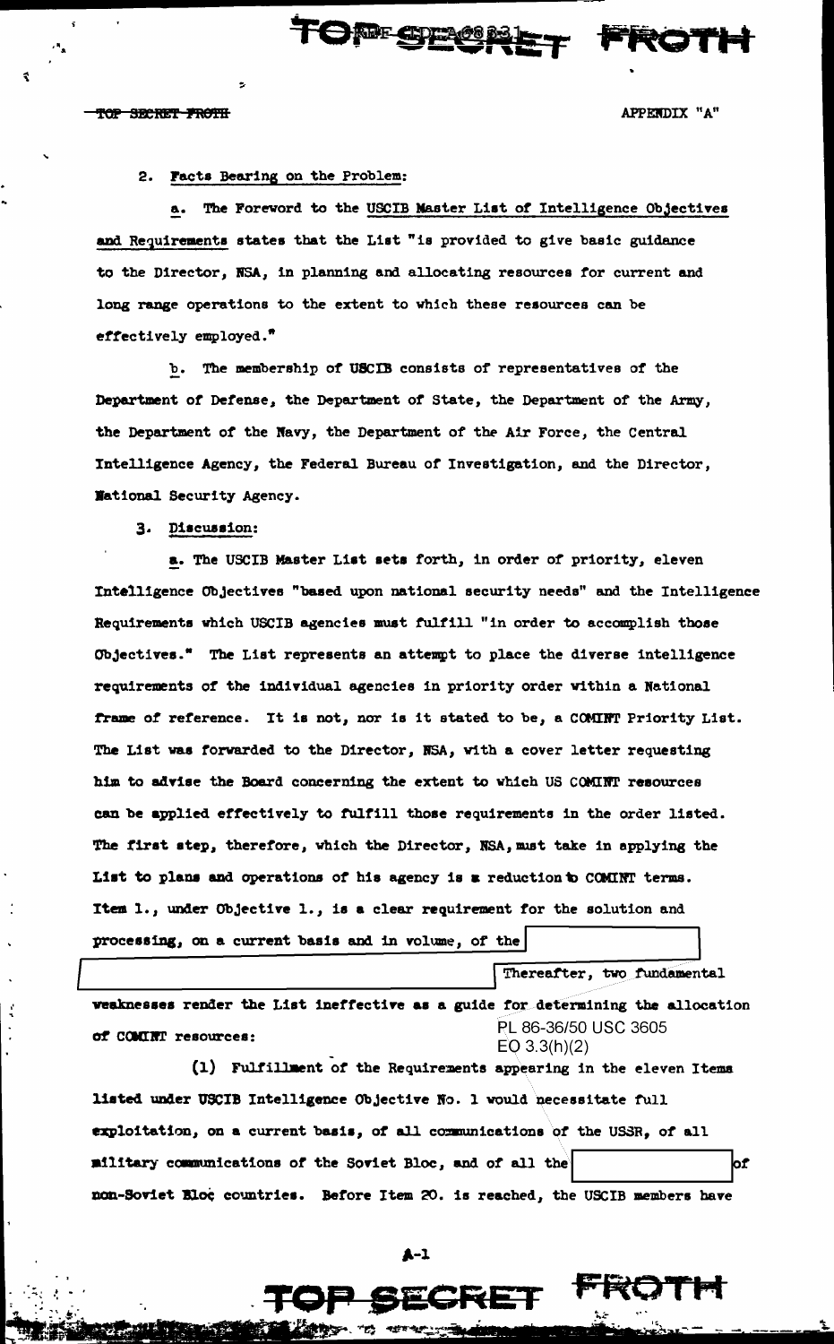APPENDIX "A"

2. Facts Bearing on the Problem:

a. The Foreword to the USCIB Master List of Intelligence Objectives and Requirements states that the List "is provided to give basic guidance to the Director, NSA, in planning and allocating resources for current and long range operations to the extent to which these resources can be effectively employed."

b. The membership of USCIB consists of representatives of the Department of Defense, the Department of State, the Department of the Army, the Department of the Navy, the Department of the Air Force, the Central Intelligence Agency, the Federal Bureau of Investigation, and the Director, National Security Agency.

3. Discussion:

a. The USCIB Master List sets forth, in order of priority, eleven Intelligence Objectives "based upon national security needs" and the Intelligence Requirements which USCIB agencies must fulfill "in order to accomplish those Objectives." The List represents an attempt to place the diverse intelligence requirements of the individual agencies in priority order within a National frame of reference. It is not, nor is it stated to be, a COMINT Priority List. The List was forwarded to the Director, NSA, with a cover letter requesting him to advise the Board concerning the extent to which US COMINT resources can be applied effectively to fulfill those requirements in the order listed. The first step, therefore, which the Director, NSA, must take in applying the List to plans and operations of his agency is a reduction to COMINT terms. Item 1., under Objective 1., is a clear requirement for the solution and processing, on a current basis and in volume, of the [REDACTED] Thereafter, two fundamental weaknesses render the List ineffective as a guide for determining the allocation of COMINT resources:

PL 86-36/50 USC 3605
EO 3.3(h)(2)

(1) Fulfillment of the Requirements appearing in the eleven Items listed under USCIB Intelligence Objective No. 1 would necessitate full exploitation, on a current basis, of all communications of the USSR, of all military communications of the Soviet Bloc, and of all the [REDACTED] of non-Soviet Bloc countries. Before Item 20. is reached, the USCIB members have

A-1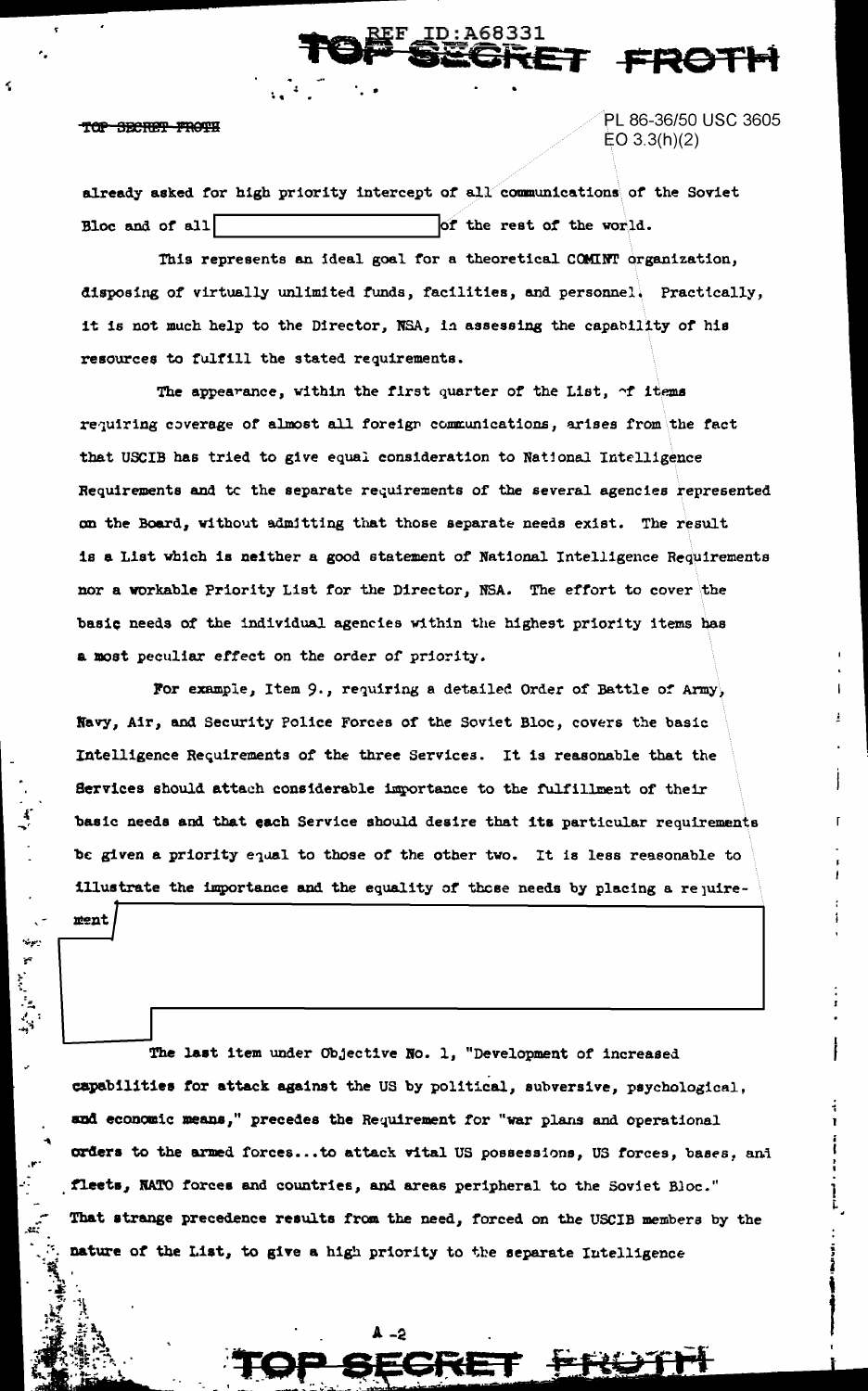PL 86-36/50 USC 3605
EO 3.3(h)(2)

already asked for high priority intercept of all communications of the Soviet Bloc and of all [REDACTED] of the rest of the world.

This represents an ideal goal for a theoretical COMINT organization, disposing of virtually unlimited funds, facilities, and personnel. Practically, it is not much help to the Director, NSA, in assessing the capability of his resources to fulfill the stated requirements.

The appearance, within the first quarter of the List, of items requiring coverage of almost all foreign communications, arises from the fact that USCIB has tried to give equal consideration to National Intelligence Requirements and to the separate requirements of the several agencies represented on the Board, without admitting that those separate needs exist. The result is a List which is neither a good statement of National Intelligence Requirements nor a workable Priority List for the Director, NSA. The effort to cover the basic needs of the individual agencies within the highest priority items has a most peculiar effect on the order of priority.

For example, Item 9., requiring a detailed Order of Battle of Army, Navy, Air, and Security Police Forces of the Soviet Bloc, covers the basic Intelligence Requirements of the three Services. It is reasonable that the Services should attach considerable importance to the fulfillment of their basic needs and that each Service should desire that its particular requirements be given a priority equal to those of the other two. It is less reasonable to illustrate the importance and the equality of those needs by placing a requirement [REDACTED]

The last item under Objective No. 1, "Development of increased capabilities for attack against the US by political, subversive, psychological, and economic means," precedes the Requirement for "war plans and operational orders to the armed forces...to attack vital US possessions, US forces, bases, and fleets, NATO forces and countries, and areas peripheral to the Soviet Bloc." That strange precedence results from the need, forced on the USCIB members by the nature of the List, to give a high priority to the separate Intelligence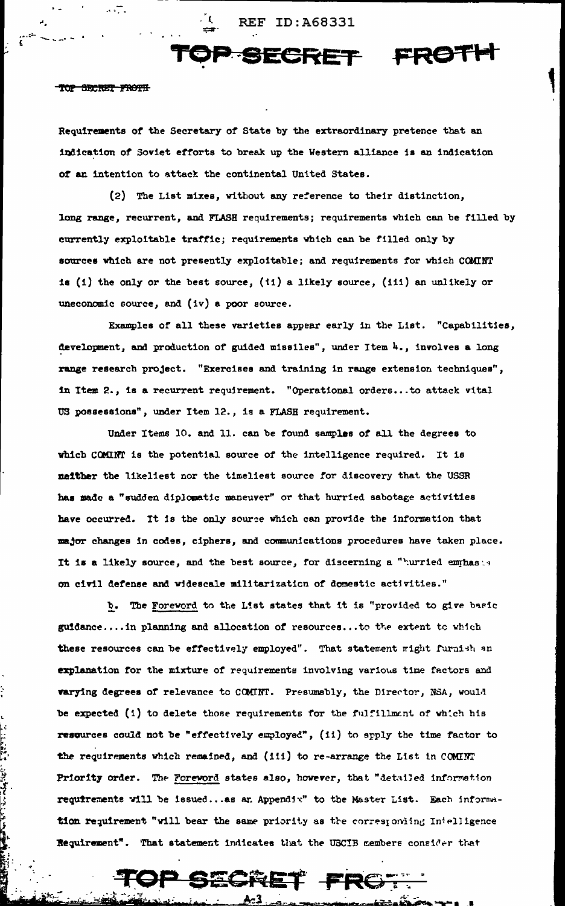Requirements of the Secretary of State by the extraordinary pretence that an indication of Soviet efforts to break up the Western alliance is an indication of an intention to attack the continental United States.

(2) The List mixes, without any reference to their distinction, long range, recurrent, and FLASH requirements; requirements which can be filled by currently exploitable traffic; requirements which can be filled only by sources which are not presently exploitable; and requirements for which COMINT is (i) the only or the best source, (ii) a likely source, (iii) an unlikely or uneconomic source, and (iv) a poor source.

Examples of all these varieties appear early in the List. "Capabilities, development, and production of guided missiles", under Item 4., involves a long range research project. "Exercises and training in range extension techniques", in Item 2., is a recurrent requirement. "Operational orders...to attack vital US possessions", under Item 12., is a FLASH requirement.

Under Items 10. and 11. can be found samples of all the degrees to which COMINT is the potential source of the intelligence required. It is neither the likeliest nor the timeliest source for discovery that the USSR has made a "sudden diplomatic maneuver" or that hurried sabotage activities have occurred. It is the only source which can provide the information that major changes in codes, ciphers, and communications procedures have taken place. It is a likely source, and the best source, for discerning a "hurried emphasis on civil defense and widescale militarization of domestic activities."

b. The Foreword to the List states that it is "provided to give basic guidance....in planning and allocation of resources...to the extent to which these resources can be effectively employed". That statement might furnish an explanation for the mixture of requirements involving various time factors and varying degrees of relevance to COMINT. Presumably, the Director, NSA, would be expected (i) to delete those requirements for the fulfillment of which his resources could not be "effectively employed", (ii) to apply the time factor to the requirements which remained, and (iii) to re-arrange the List in COMINT Priority order. The Foreword states also, however, that "detailed information requirements will be issued...as an Appendix" to the Master List. Each information requirement "will bear the same priority as the corresponding Intelligence Requirement". That statement indicates that the USCIB members consider that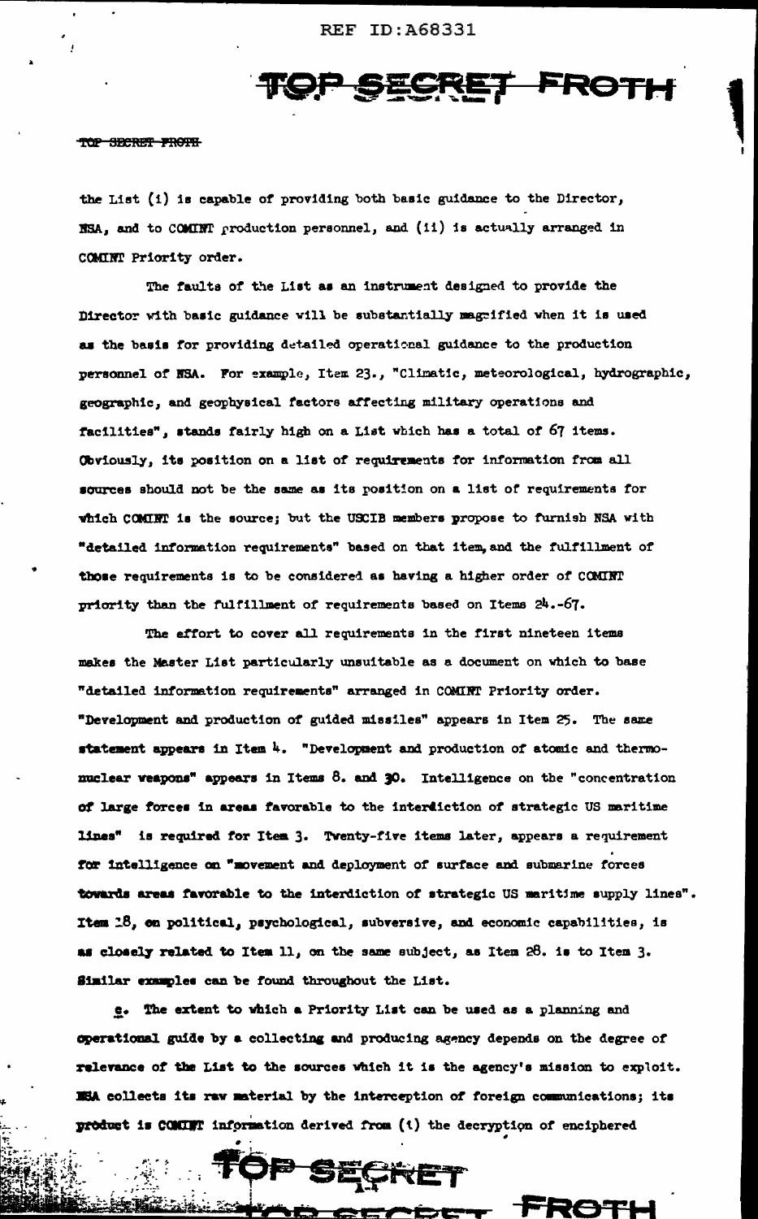the List (i) is capable of providing both basic guidance to the Director, NSA, and to COMINT production personnel, and (ii) is actually arranged in COMINT Priority order.

The faults of the List as an instrument designed to provide the Director with basic guidance will be substantially magnified when it is used as the basis for providing detailed operational guidance to the production personnel of NSA. For example, Item 23., "Climatic, meteorological, hydrographic, geographic, and geophysical factors affecting military operations and facilities", stands fairly high on a List which has a total of 67 items. Obviously, its position on a list of requirements for information from all sources should not be the same as its position on a list of requirements for which COMINT is the source; but the USCIB members propose to furnish NSA with "detailed information requirements" based on that item, and the fulfillment of those requirements is to be considered as having a higher order of COMINT priority than the fulfillment of requirements based on Items 24.-67.

The effort to cover all requirements in the first nineteen items makes the Master List particularly unsuitable as a document on which to base "detailed information requirements" arranged in COMINT Priority order. "Development and production of guided missiles" appears in Item 25. The same statement appears in Item 4. "Development and production of atomic and thermonuclear weapons" appears in Items 8. and 30. Intelligence on the "concentration of large forces in areas favorable to the interdiction of strategic US maritime lines" is required for Item 3. Twenty-five items later, appears a requirement for intelligence on "movement and deployment of surface and submarine forces towards areas favorable to the interdiction of strategic US maritime supply lines". Item 18, on political, psychological, subversive, and economic capabilities, is as closely related to Item 11, on the same subject, as Item 28. is to Item 3. Similar examples can be found throughout the List.

e. The extent to which a Priority List can be used as a planning and operational guide by a collecting and producing agency depends on the degree of relevance of the List to the sources which it is the agency's mission to exploit. NSA collects its raw material by the interception of foreign communications; its product is COMINT information derived from (i) the decryption of enciphered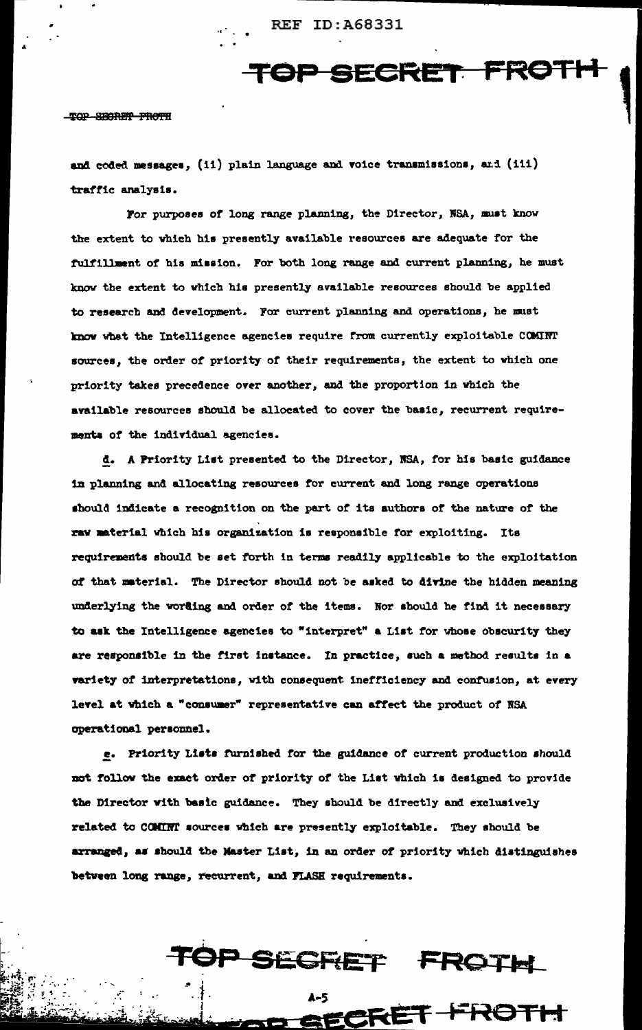and coded messages, (ii) plain language and voice transmissions, and (iii) traffic analysis.

For purposes of long range planning, the Director, NSA, must know the extent to which his presently available resources are adequate for the fulfillment of his mission. For both long range and current planning, he must know the extent to which his presently available resources should be applied to research and development. For current planning and operations, he must know what the Intelligence agencies require from currently exploitable COMINT sources, the order of priority of their requirements, the extent to which one priority takes precedence over another, and the proportion in which the available resources should be allocated to cover the basic, recurrent requirements of the individual agencies.

d. A Priority List presented to the Director, NSA, for his basic guidance in planning and allocating resources for current and long range operations should indicate a recognition on the part of its authors of the nature of the raw material which his organization is responsible for exploiting. Its requirements should be set forth in terms readily applicable to the exploitation of that material. The Director should not be asked to divine the hidden meaning underlying the wording and order of the items. Nor should he find it necessary to ask the Intelligence agencies to "interpret" a List for whose obscurity they are responsible in the first instance. In practice, such a method results in a variety of interpretations, with consequent inefficiency and confusion, at every level at which a "consumer" representative can affect the product of NSA operational personnel.

e. Priority Lists furnished for the guidance of current production should not follow the exact order of priority of the List which is designed to provide the Director with basic guidance. They should be directly and exclusively related to COMINT sources which are presently exploitable. They should be arranged, as should the Master List, in an order of priority which distinguishes between long range, recurrent, and FLASH requirements.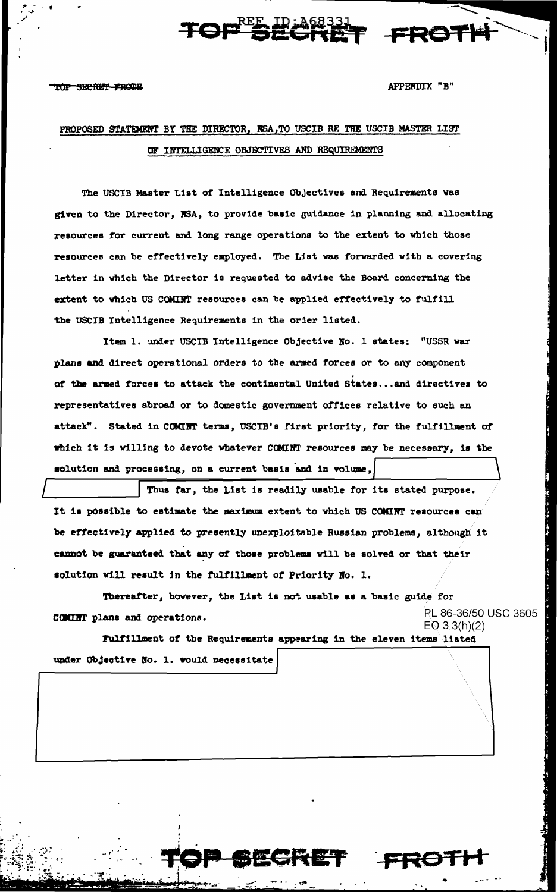TOP SECRET FROTH

APPENDIX "B"

## PROPOSED STATEMENT BY THE DIRECTOR, NSA, TO USCIB RE THE USCIB MASTER LIST OF INTELLIGENCE OBJECTIVES AND REQUIREMENTS

The USCIB Master List of Intelligence Objectives and Requirements was given to the Director, NSA, to provide basic guidance in planning and allocating resources for current and long range operations to the extent to which those resources can be effectively employed. The List was forwarded with a covering letter in which the Director is requested to advise the Board concerning the extent to which US COMINT resources can be applied effectively to fulfill the USCIB Intelligence Requirements in the order listed.

Item 1. under USCIB Intelligence Objective No. 1 states: "USSR war plans and direct operational orders to the armed forces or to any component of the armed forces to attack the continental United States...and directives to representatives abroad or to domestic government offices relative to such an attack". Stated in COMINT terms, USCIB's first priority, for the fulfillment of which it is willing to devote whatever COMINT resources may be necessary, is the solution and processing, on a current basis and in volume, [REDACTED] Thus far, the List is readily usable for its stated purpose. It is possible to estimate the maximum extent to which US COMINT resources can be effectively applied to presently unexploitable Russian problems, although it cannot be guaranteed that any of those problems will be solved or that their solution will result in the fulfillment of Priority No. 1.

Thereafter, however, the List is not usable as a basic guide for COMINT plans and operations.

PL 86-36/50 USC 3605
EO 3.3(h)(2)

Fulfillment of the Requirements appearing in the eleven items listed under Objective No. 1. would necessitate [REDACTED]

TOP SECRET FROTH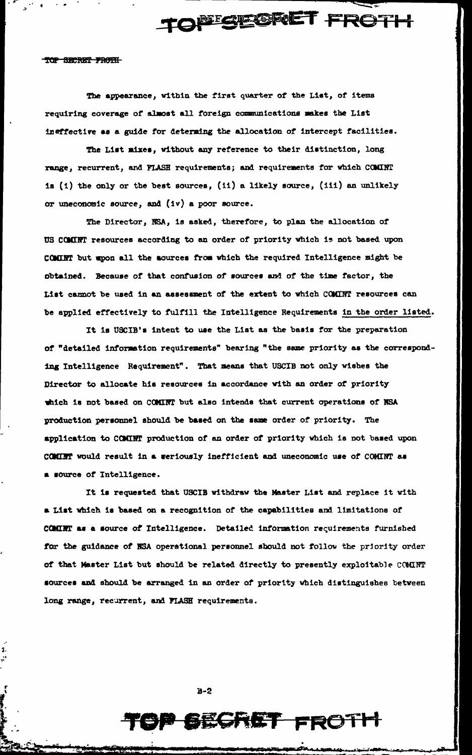The appearance, within the first quarter of the List, of items requiring coverage of almost all foreign communications makes the List ineffective as a guide for determing the allocation of intercept facilities.

The List mixes, without any reference to their distinction, long range, recurrent, and FLASH requirements; and requirements for which COMINT is (i) the only or the best sources, (ii) a likely source, (iii) an unlikely or uneconomic source, and (iv) a poor source.

The Director, NSA, is asked, therefore, to plan the allocation of US COMINT resources according to an order of priority which is not based upon COMINT but upon all the sources from which the required Intelligence might be obtained. Because of that confusion of sources and of the time factor, the List cannot be used in an assessment of the extent to which COMINT resources can be applied effectively to fulfill the Intelligence Requirements in the order listed.

It is USCIB's intent to use the List as the basis for the preparation of "detailed information requirements" bearing "the same priority as the corresponding Intelligence Requirement". That means that USCIB not only wishes the Director to allocate his resources in accordance with an order of priority which is not based on COMINT but also intends that current operations of NSA production personnel should be based on the same order of priority. The application to COMINT production of an order of priority which is not based upon COMINT would result in a seriously inefficient and uneconomic use of COMINT as a source of Intelligence.

It is requested that USCIB withdraw the Master List and replace it with a List which is based on a recognition of the capabilities and limitations of COMINT as a source of Intelligence. Detailed information requirements furnished for the guidance of NSA operational personnel should not follow the priority order of that Master List but should be related directly to presently exploitable COMINT sources and should be arranged in an order of priority which distinguishes between long range, recurrent, and FLASH requirements.

B-2